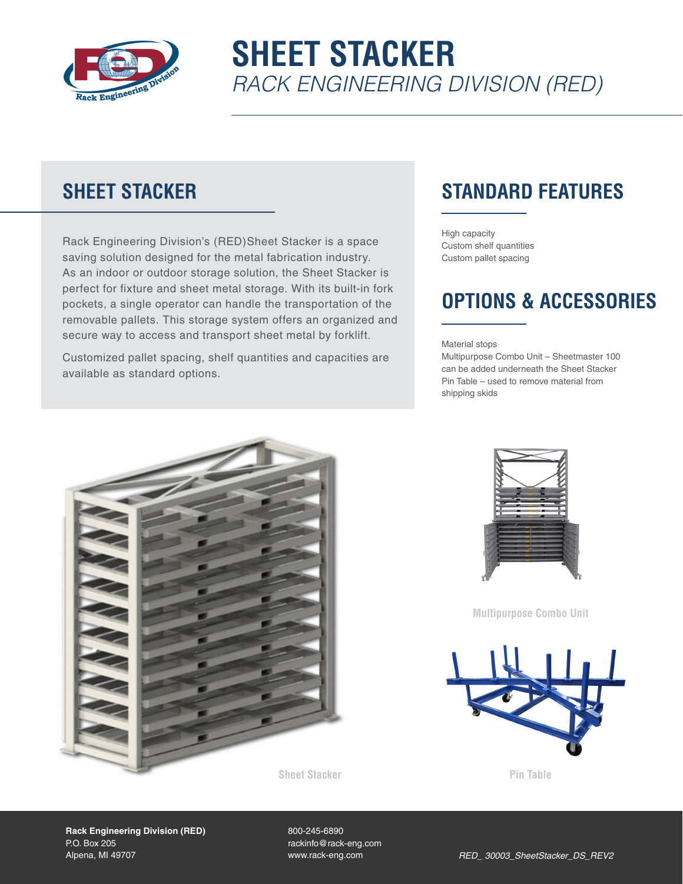# SHEET STACKER

*RACK ENGINEERING DIVISION (RED)*

## SHEET STACKER

Rack Engineering Division's (RED)Sheet Stacker is a space saving solution designed for the metal fabrication industry. As an indoor or outdoor storage solution, the Sheet Stacker is perfect for fixture and sheet metal storage. With its built-in fork pockets, a single operator can handle the transportation of the removable pallets. This storage system offers an organized and secure way to access and transport sheet metal by forklift.

Customized pallet spacing, shelf quantities and capacities are available as standard options.

## STANDARD FEATURES

High capacity
Custom shelf quantities
Custom pallet spacing

## OPTIONS & ACCESSORIES

Material stops
Multipurpose Combo Unit – Sheetmaster 100 can be added underneath the Sheet Stacker
Pin Table – used to remove material from shipping skids

Multipurpose Combo Unit

Sheet Stacker

Pin Table

**Rack Engineering Division (RED)**
P.O. Box 205
Alpena, MI 49707

800-245-6890
rackinfo@rack-eng.com
www.rack-eng.com

*RED_ 30003_SheetStacker_DS_REV2*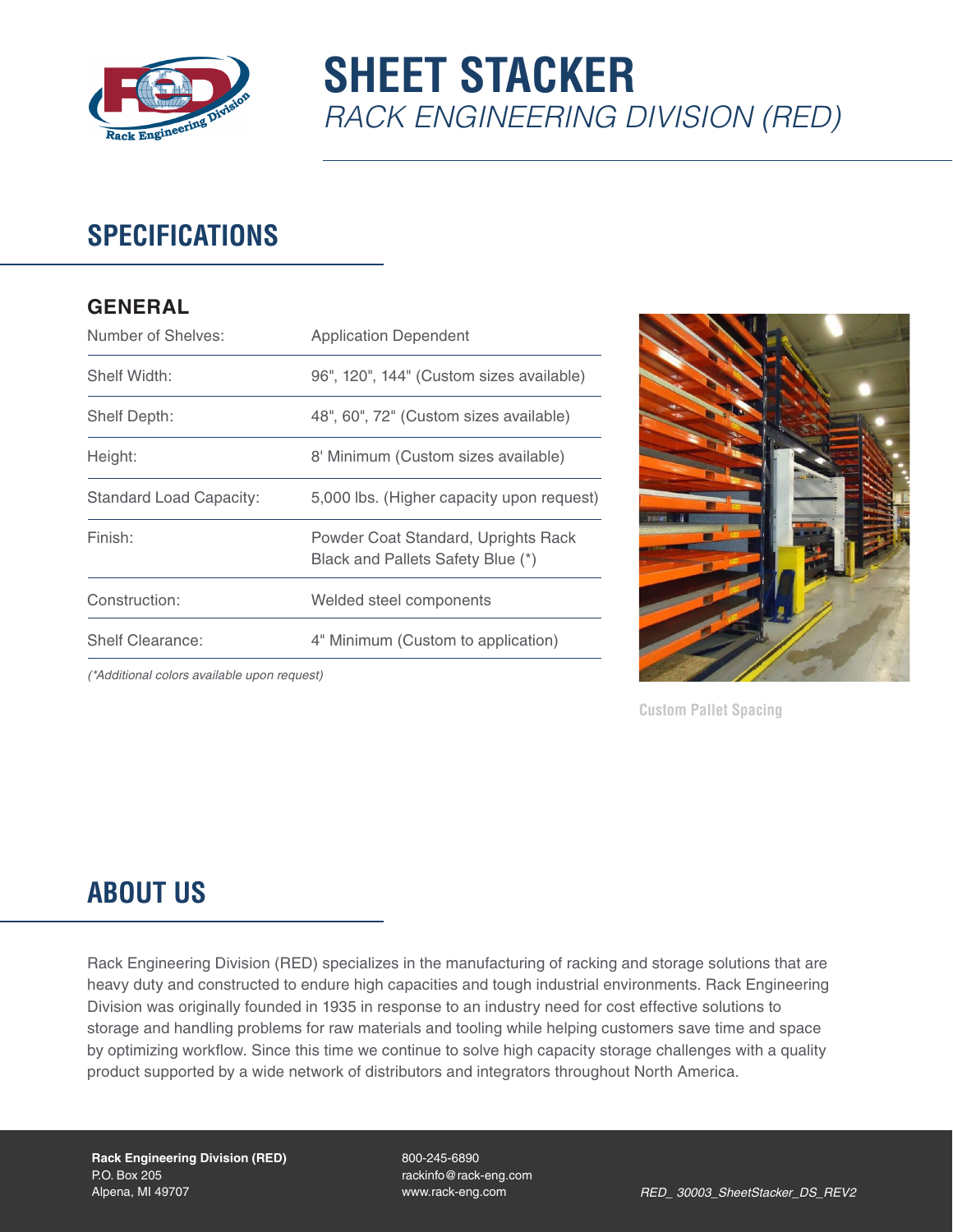# SHEET STACKER

*RACK ENGINEERING DIVISION (RED)*

## SPECIFICATIONS

### GENERAL

| | |
|---|---|
| Number of Shelves: | Application Dependent |
| Shelf Width: | 96", 120", 144" (Custom sizes available) |
| Shelf Depth: | 48", 60", 72" (Custom sizes available) |
| Height: | 8' Minimum (Custom sizes available) |
| Standard Load Capacity: | 5,000 lbs. (Higher capacity upon request) |
| Finish: | Powder Coat Standard, Uprights Rack Black and Pallets Safety Blue (*) |
| Construction: | Welded steel components |
| Shelf Clearance: | 4" Minimum (Custom to application) |

*(*Additional colors available upon request)*

Custom Pallet Spacing

## ABOUT US

Rack Engineering Division (RED) specializes in the manufacturing of racking and storage solutions that are heavy duty and constructed to endure high capacities and tough industrial environments. Rack Engineering Division was originally founded in 1935 in response to an industry need for cost effective solutions to storage and handling problems for raw materials and tooling while helping customers save time and space by optimizing workflow. Since this time we continue to solve high capacity storage challenges with a quality product supported by a wide network of distributors and integrators throughout North America.

**Rack Engineering Division (RED)**
P.O. Box 205
Alpena, MI 49707

800-245-6890
rackinfo@rack-eng.com
www.rack-eng.com

*RED_ 30003_SheetStacker_DS_REV2*